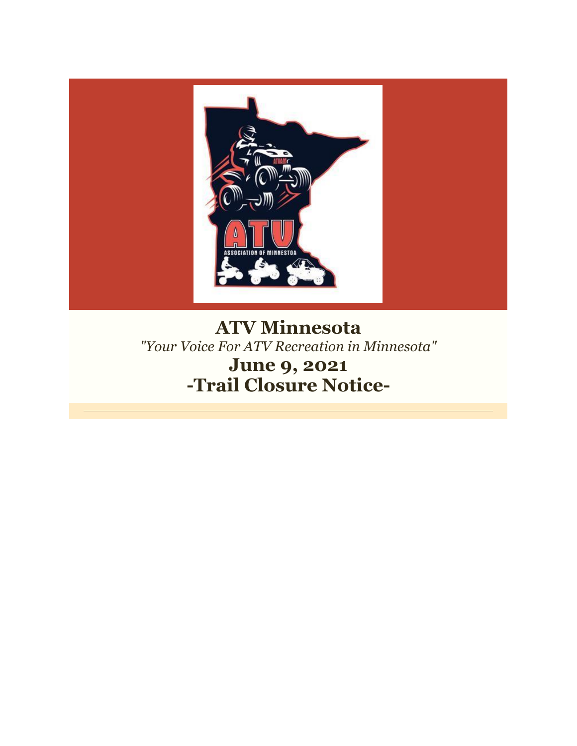# ATV Minnesota

*"Your Voice For ATV Recreation in Minnesota"*

## June 9, 2021

## -Trail Closure Notice-

---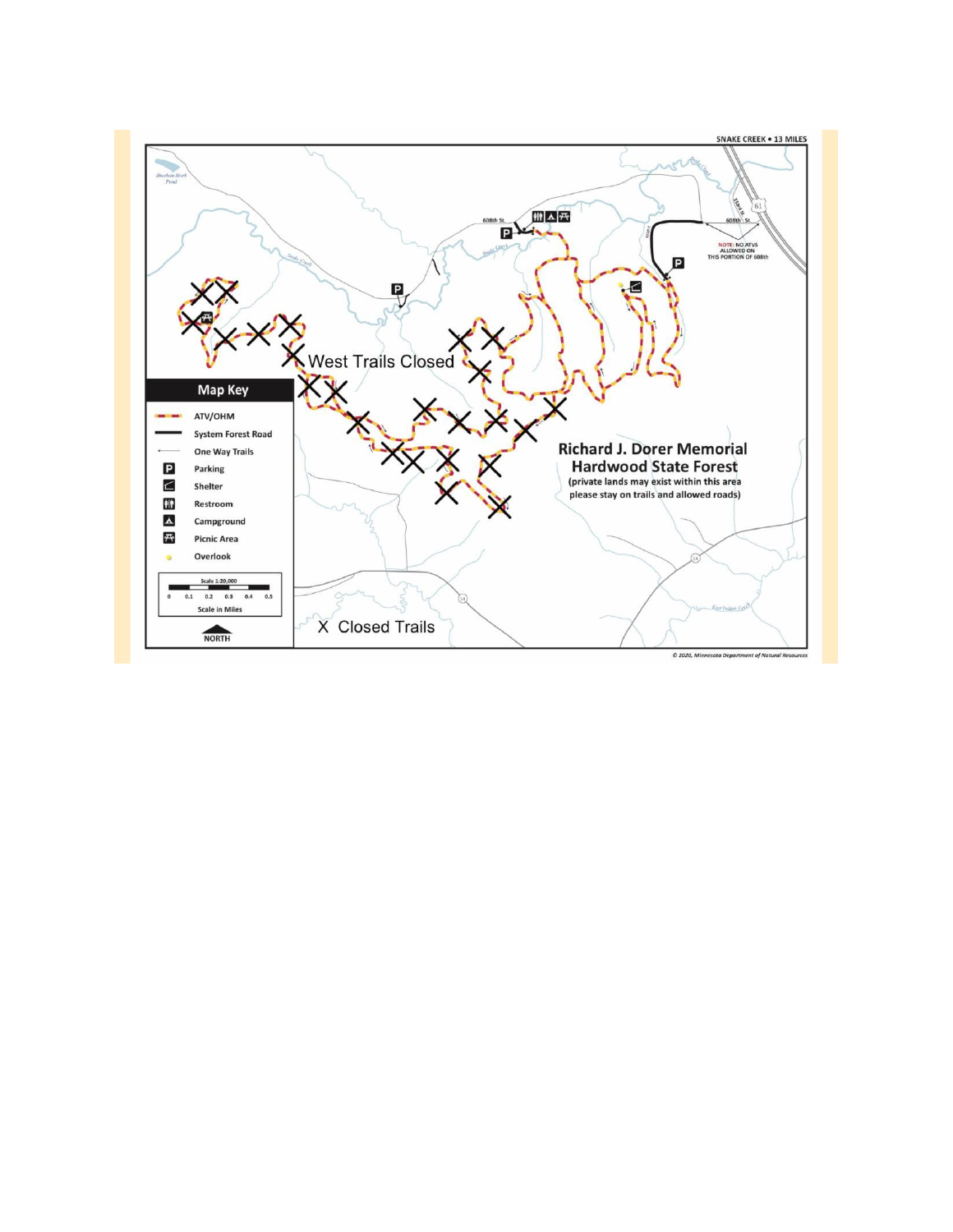SNAKE CREEK • 13 MILES

West Trails Closed

## Map Key

- ATV/OHM
- System Forest Road
- One Way Trails
- Parking
- Shelter
- Restroom
- Campground
- Picnic Area
- Overlook

Scale 1:20,000

0 0.1 0.2 0.3 0.4 0.5

Scale in Miles

NORTH

X Closed Trails

**Richard J. Dorer Memorial Hardwood State Forest**

(private lands may exist within this area please stay on trails and allowed roads)

608th St.

NOTE: NO ATVS ALLOWED ON THIS PORTION OF 608th

© 2020, Minnesota Department of Natural Resources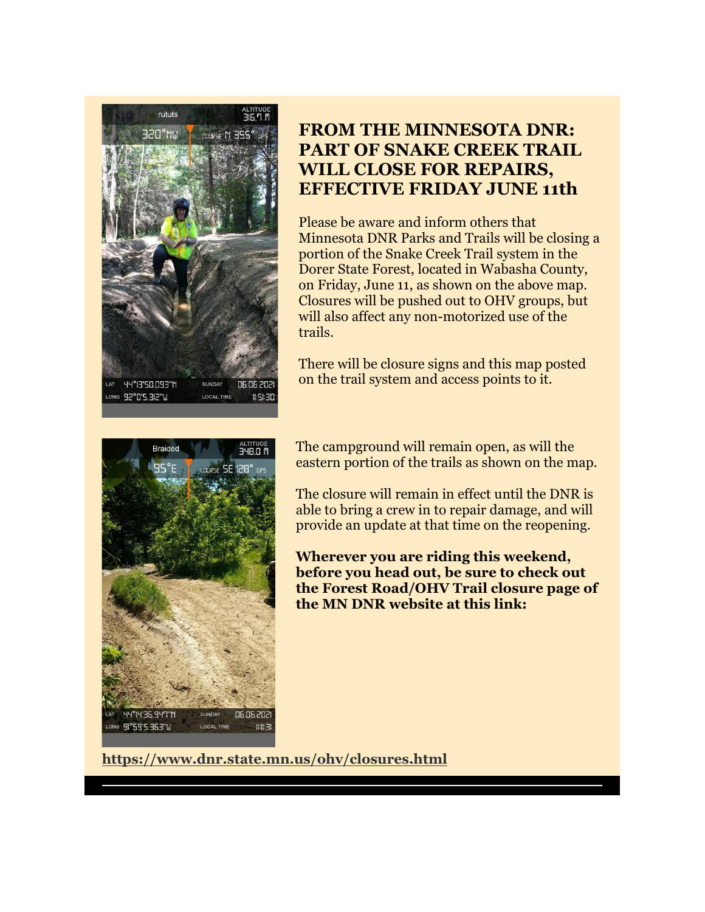## FROM THE MINNESOTA DNR: PART OF SNAKE CREEK TRAIL WILL CLOSE FOR REPAIRS, EFFECTIVE FRIDAY JUNE 11th

Please be aware and inform others that Minnesota DNR Parks and Trails will be closing a portion of the Snake Creek Trail system in the Dorer State Forest, located in Wabasha County, on Friday, June 11, as shown on the above map. Closures will be pushed out to OHV groups, but will also affect any non-motorized use of the trails.

There will be closure signs and this map posted on the trail system and access points to it.

The campground will remain open, as will the eastern portion of the trails as shown on the map.

The closure will remain in effect until the DNR is able to bring a crew in to repair damage, and will provide an update at that time on the reopening.

**Wherever you are riding this weekend, before you head out, be sure to check out the Forest Road/OHV Trail closure page of the MN DNR website at this link:**

**https://www.dnr.state.mn.us/ohv/closures.html**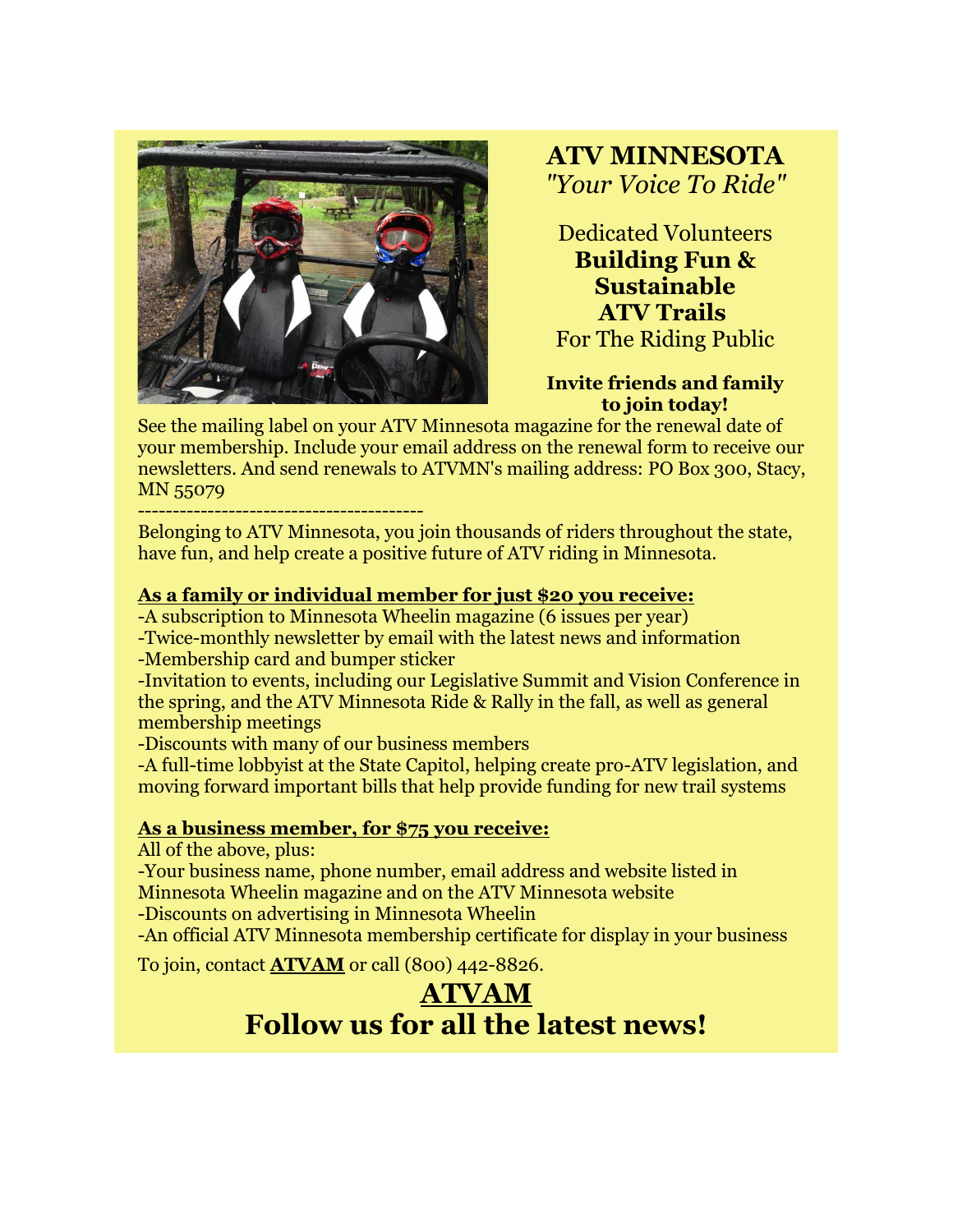**ATV MINNESOTA**
*"Your Voice To Ride"*

Dedicated Volunteers
**Building Fun & Sustainable ATV Trails**
For The Riding Public

**Invite friends and family to join today!**

See the mailing label on your ATV Minnesota magazine for the renewal date of your membership. Include your email address on the renewal form to receive our newsletters. And send renewals to ATVMN's mailing address: PO Box 300, Stacy, MN 55079

----------------------------------------

Belonging to ATV Minnesota, you join thousands of riders throughout the state, have fun, and help create a positive future of ATV riding in Minnesota.

**As a family or individual member for just $20 you receive:**

-A subscription to Minnesota Wheelin magazine (6 issues per year)
-Twice-monthly newsletter by email with the latest news and information
-Membership card and bumper sticker
-Invitation to events, including our Legislative Summit and Vision Conference in the spring, and the ATV Minnesota Ride & Rally in the fall, as well as general membership meetings
-Discounts with many of our business members
-A full-time lobbyist at the State Capitol, helping create pro-ATV legislation, and moving forward important bills that help provide funding for new trail systems

**As a business member, for $75 you receive:**

All of the above, plus:
-Your business name, phone number, email address and website listed in Minnesota Wheelin magazine and on the ATV Minnesota website
-Discounts on advertising in Minnesota Wheelin
-An official ATV Minnesota membership certificate for display in your business

To join, contact **ATVAM** or call (800) 442-8826.

## ATVAM
## Follow us for all the latest news!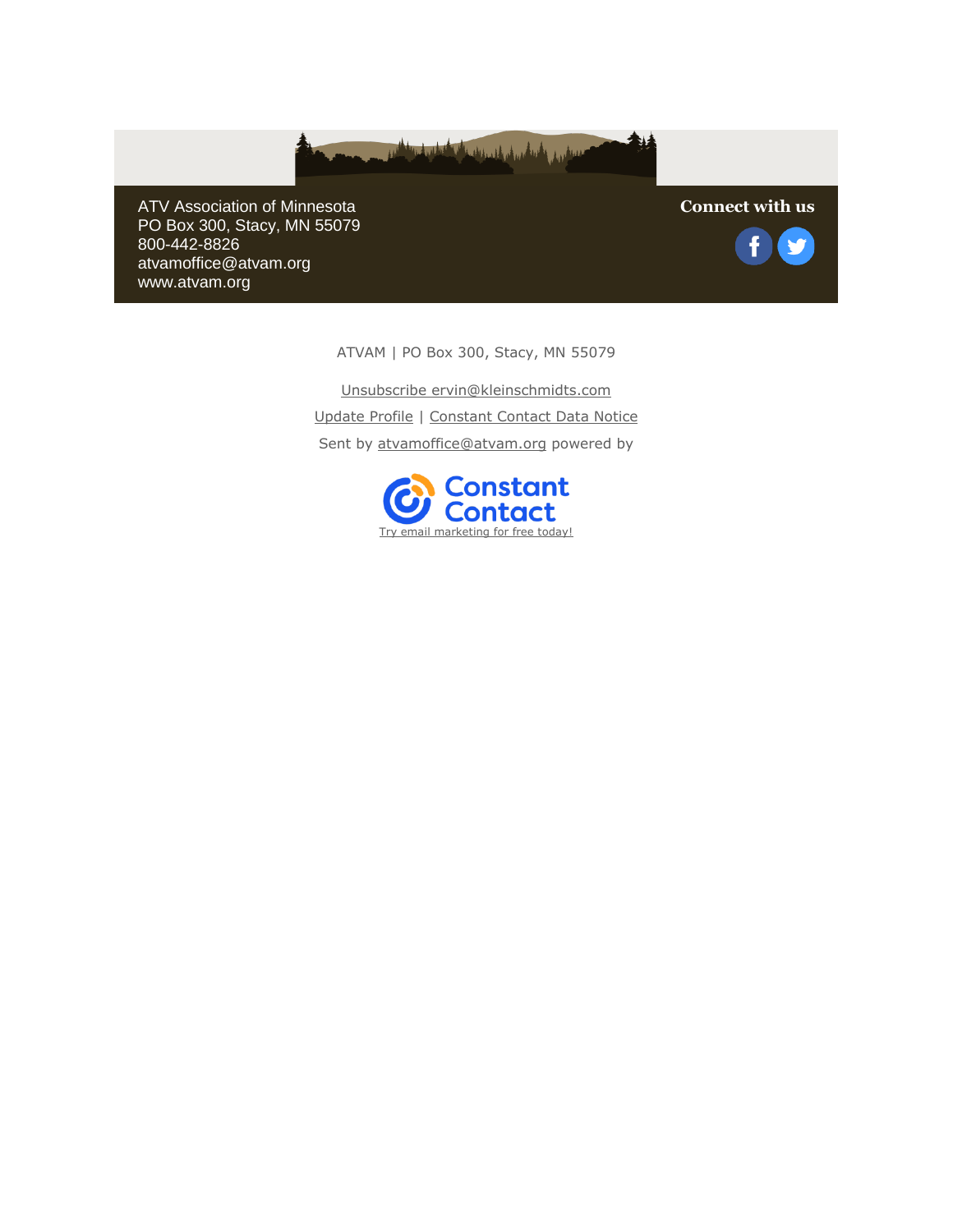ATV Association of Minnesota
PO Box 300, Stacy, MN 55079
800-442-8826
atvamoffice@atvam.org
www.atvam.org

**Connect with us**

ATVAM | PO Box 300, Stacy, MN 55079

Unsubscribe ervin@kleinschmidts.com

Update Profile | Constant Contact Data Notice

Sent by atvamoffice@atvam.org powered by

Constant Contact
Try email marketing for free today!